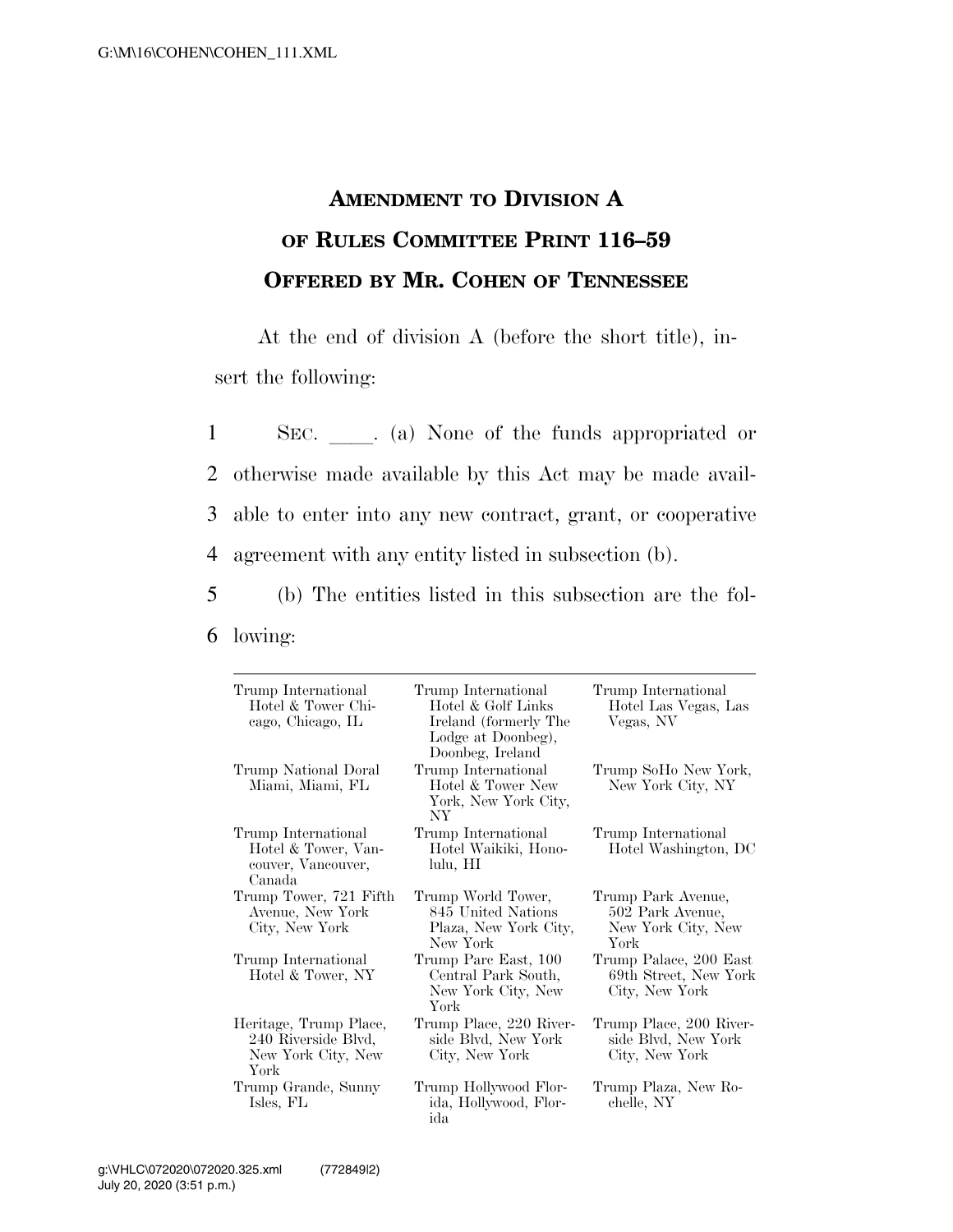# AMENDMENT TO DIVISION A OF RULES COMMITTEE PRINT 116–59 OFFERED BY MR. COHEN OF TENNESSEE

At the end of division A (before the short title), insert the following:

SEC. \_\_\_\_. (a) None of the funds appropriated or otherwise made available by this Act may be made available to enter into any new contract, grant, or cooperative agreement with any entity listed in subsection (b).

(b) The entities listed in this subsection are the following:

| | | |
|---|---|---|
| Trump International Hotel & Tower Chicago, Chicago, IL | Trump International Hotel & Golf Links Ireland (formerly The Lodge at Doonbeg), Doonbeg, Ireland | Trump International Hotel Las Vegas, Las Vegas, NV |
| Trump National Doral Miami, Miami, FL | Trump International Hotel & Tower New York, New York City, NY | Trump SoHo New York, New York City, NY |
| Trump International Hotel & Tower, Vancouver, Vancouver, Canada | Trump International Hotel Waikiki, Honolulu, HI | Trump International Hotel Washington, DC |
| Trump Tower, 721 Fifth Avenue, New York City, New York | Trump World Tower, 845 United Nations Plaza, New York City, New York | Trump Park Avenue, 502 Park Avenue, New York City, New York |
| Trump International Hotel & Tower, NY | Trump Parc East, 100 Central Park South, New York City, New York | Trump Palace, 200 East 69th Street, New York City, New York |
| Heritage, Trump Place, 240 Riverside Blvd, New York City, New York | Trump Place, 220 Riverside Blvd, New York City, New York | Trump Place, 200 Riverside Blvd, New York City, New York |
| Trump Grande, Sunny Isles, FL | Trump Hollywood Florida, Hollywood, Florida | Trump Plaza, New Rochelle, NY |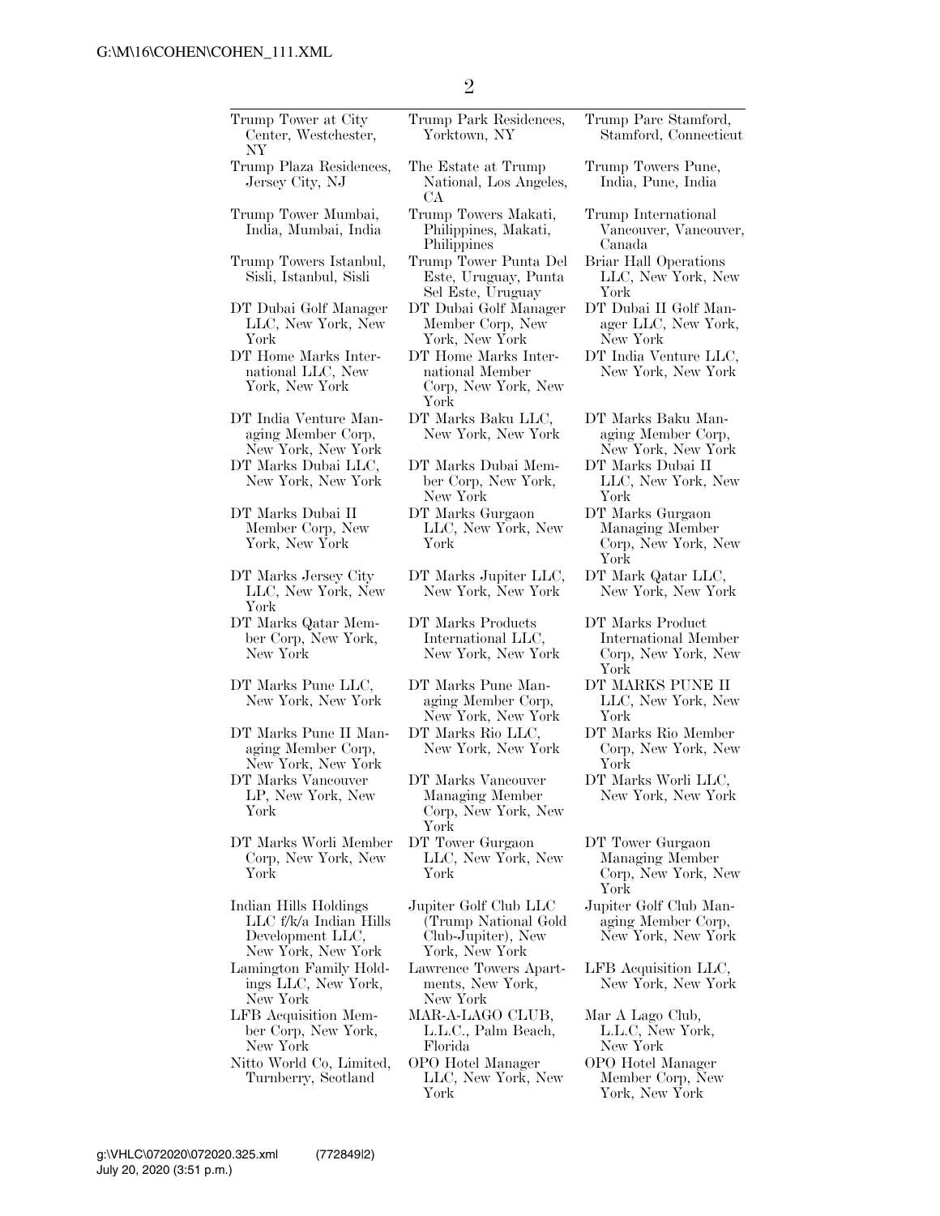| | | |
|---|---|---|
| Trump Tower at City Center, Westchester, NY | Trump Park Residences, Yorktown, NY | Trump Parc Stamford, Stamford, Connecticut |
| Trump Plaza Residences, Jersey City, NJ | The Estate at Trump National, Los Angeles, CA | Trump Towers Pune, India, Pune, India |
| Trump Tower Mumbai, India, Mumbai, India | Trump Towers Makati, Philippines, Makati, Philippines | Trump International Vancouver, Vancouver, Canada |
| Trump Towers Istanbul, Sisli, Istanbul, Sisli | Trump Tower Punta Del Este, Uruguay, Punta Sel Este, Uruguay | Briar Hall Operations LLC, New York, New York |
| DT Dubai Golf Manager LLC, New York, New York | DT Dubai Golf Manager Member Corp, New York, New York | DT Dubai II Golf Manager LLC, New York, New York |
| DT Home Marks International LLC, New York, New York | DT Home Marks International Member Corp, New York, New York | DT India Venture LLC, New York, New York |
| DT India Venture Managing Member Corp, New York, New York | DT Marks Baku LLC, New York, New York | DT Marks Baku Managing Member Corp, New York, New York |
| DT Marks Dubai LLC, New York, New York | DT Marks Dubai Member Corp, New York, New York | DT Marks Dubai II LLC, New York, New York |
| DT Marks Dubai II Member Corp, New York, New York | DT Marks Gurgaon LLC, New York, New York | DT Marks Gurgaon Managing Member Corp, New York, New York |
| DT Marks Jersey City LLC, New York, New York | DT Marks Jupiter LLC, New York, New York | DT Mark Qatar LLC, New York, New York |
| DT Marks Qatar Member Corp, New York, New York | DT Marks Products International LLC, New York, New York | DT Marks Product International Member Corp, New York, New York |
| DT Marks Pune LLC, New York, New York | DT Marks Pune Managing Member Corp, New York, New York | DT MARKS PUNE II LLC, New York, New York |
| DT Marks Pune II Managing Member Corp, New York, New York | DT Marks Rio LLC, New York, New York | DT Marks Rio Member Corp, New York, New York |
| DT Marks Vancouver LP, New York, New York | DT Marks Vancouver Managing Member Corp, New York, New York | DT Marks Worli LLC, New York, New York |
| DT Marks Worli Member Corp, New York, New York | DT Tower Gurgaon LLC, New York, New York | DT Tower Gurgaon Managing Member Corp, New York, New York |
| Indian Hills Holdings LLC f/k/a Indian Hills Development LLC, New York, New York | Jupiter Golf Club LLC (Trump National Gold Club-Jupiter), New York, New York | Jupiter Golf Club Managing Member Corp, New York, New York |
| Lamington Family Holdings LLC, New York, New York | Lawrence Towers Apartments, New York, New York | LFB Acquisition LLC, New York, New York |
| LFB Acquisition Member Corp, New York, New York | MAR-A-LAGO CLUB, L.L.C., Palm Beach, Florida | Mar A Lago Club, L.L.C, New York, New York |
| Nitto World Co, Limited, Turnberry, Scotland | OPO Hotel Manager LLC, New York, New York | OPO Hotel Manager Member Corp, New York, New York |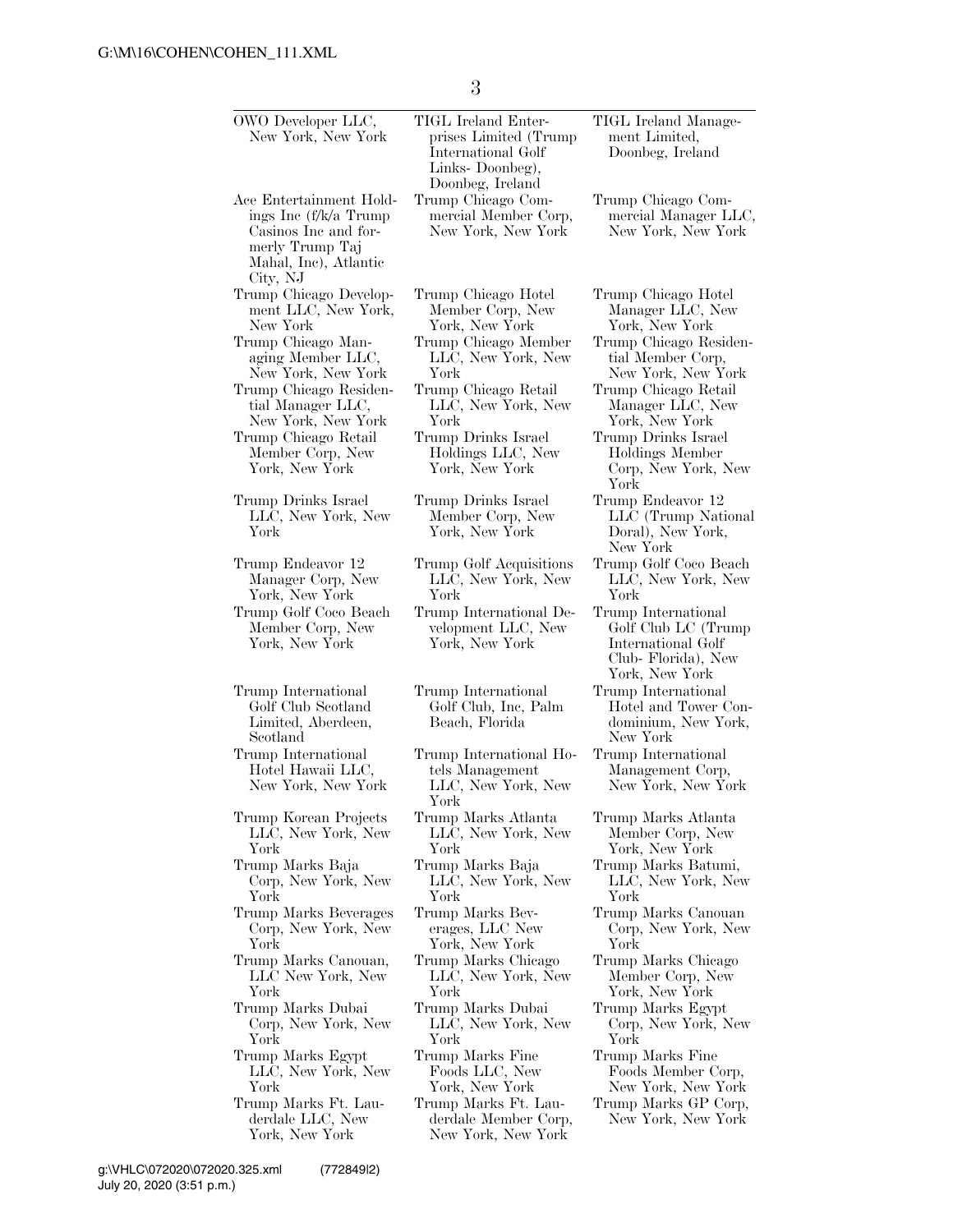| | | |
|---|---|---|
| OWO Developer LLC, New York, New York | TIGL Ireland Enterprises Limited (Trump International Golf Links- Doonbeg), Doonbeg, Ireland | TIGL Ireland Management Limited, Doonbeg, Ireland |
| Ace Entertainment Holdings Inc (f/k/a Trump Casinos Inc and formerly Trump Taj Mahal, Inc), Atlantic City, NJ | Trump Chicago Commercial Member Corp, New York, New York | Trump Chicago Commercial Manager LLC, New York, New York |
| Trump Chicago Development LLC, New York, New York | Trump Chicago Hotel Member Corp, New York, New York | Trump Chicago Hotel Manager LLC, New York, New York |
| Trump Chicago Managing Member LLC, New York, New York | Trump Chicago Member LLC, New York, New York | Trump Chicago Residential Member Corp, New York, New York |
| Trump Chicago Residential Manager LLC, New York, New York | Trump Chicago Retail LLC, New York, New York | Trump Chicago Retail Manager LLC, New York, New York |
| Trump Chicago Retail Member Corp, New York, New York | Trump Drinks Israel Holdings LLC, New York, New York | Trump Drinks Israel Holdings Member Corp, New York, New York |
| Trump Drinks Israel LLC, New York, New York | Trump Drinks Israel Member Corp, New York, New York | Trump Endeavor 12 LLC (Trump National Doral), New York, New York |
| Trump Endeavor 12 Manager Corp, New York, New York | Trump Golf Acquisitions LLC, New York, New York | Trump Golf Coco Beach LLC, New York, New York |
| Trump Golf Coco Beach Member Corp, New York, New York | Trump International Development LLC, New York, New York | Trump International Golf Club LC (Trump International Golf Club- Florida), New York, New York |
| Trump International Golf Club Scotland Limited, Aberdeen, Scotland | Trump International Golf Club, Inc, Palm Beach, Florida | Trump International Hotel and Tower Condominium, New York, New York |
| Trump International Hotel Hawaii LLC, New York, New York | Trump International Hotels Management LLC, New York, New York | Trump International Management Corp, New York, New York |
| Trump Korean Projects LLC, New York, New York | Trump Marks Atlanta LLC, New York, New York | Trump Marks Atlanta Member Corp, New York, New York |
| Trump Marks Baja Corp, New York, New York | Trump Marks Baja LLC, New York, New York | Trump Marks Batumi, LLC, New York, New York |
| Trump Marks Beverages Corp, New York, New York | Trump Marks Beverages, LLC New York, New York | Trump Marks Canouan Corp, New York, New York |
| Trump Marks Canouan, LLC New York, New York | Trump Marks Chicago LLC, New York, New York | Trump Marks Chicago Member Corp, New York, New York |
| Trump Marks Dubai Corp, New York, New York | Trump Marks Dubai LLC, New York, New York | Trump Marks Egypt Corp, New York, New York |
| Trump Marks Egypt LLC, New York, New York | Trump Marks Fine Foods LLC, New York, New York | Trump Marks Fine Foods Member Corp, New York, New York |
| Trump Marks Ft. Lauderdale LLC, New York, New York | Trump Marks Ft. Lauderdale Member Corp, New York, New York | Trump Marks GP Corp, New York, New York |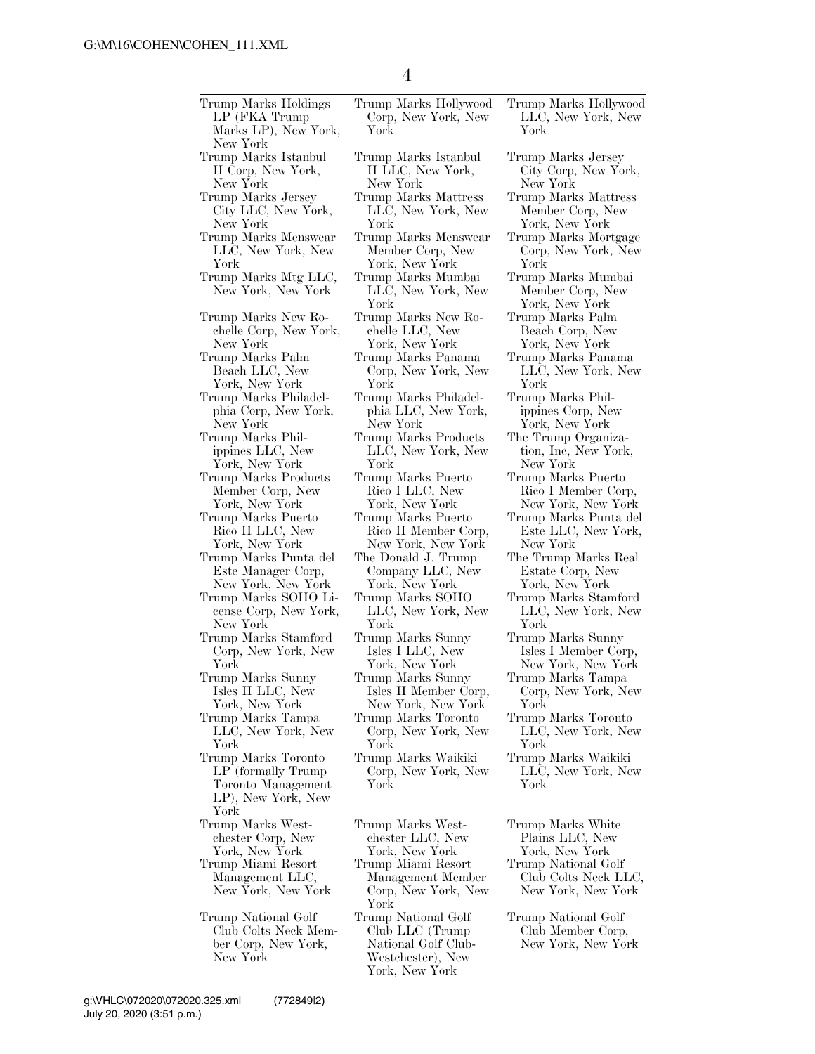Trump Marks Holdings LP (FKA Trump Marks LP), New York, New York
Trump Marks Hollywood Corp, New York, New York
Trump Marks Hollywood LLC, New York, New York
Trump Marks Istanbul II Corp, New York, New York
Trump Marks Istanbul II LLC, New York, New York
Trump Marks Jersey City Corp, New York, New York
Trump Marks Jersey City LLC, New York, New York
Trump Marks Mattress LLC, New York, New York
Trump Marks Mattress Member Corp, New York, New York
Trump Marks Menswear LLC, New York, New York
Trump Marks Menswear Member Corp, New York, New York
Trump Marks Mortgage Corp, New York, New York
Trump Marks Mtg LLC, New York, New York
Trump Marks Mumbai LLC, New York, New York
Trump Marks Mumbai Member Corp, New York, New York
Trump Marks New Rochelle Corp, New York, New York
Trump Marks New Rochelle LLC, New York, New York
Trump Marks Palm Beach Corp, New York, New York
Trump Marks Palm Beach LLC, New York, New York
Trump Marks Panama Corp, New York, New York
Trump Marks Panama LLC, New York, New York
Trump Marks Philadelphia Corp, New York, New York
Trump Marks Philadelphia LLC, New York, New York
Trump Marks Philippines Corp, New York, New York
Trump Marks Philippines LLC, New York, New York
Trump Marks Products LLC, New York, New York
The Trump Organization, Inc, New York, New York
Trump Marks Products Member Corp, New York, New York
Trump Marks Puerto Rico I LLC, New York, New York
Trump Marks Puerto Rico I Member Corp, New York, New York
Trump Marks Puerto Rico II LLC, New York, New York
Trump Marks Puerto Rico II Member Corp, New York, New York
Trump Marks Punta del Este LLC, New York, New York
Trump Marks Punta del Este Manager Corp, New York, New York
The Donald J. Trump Company LLC, New York, New York
The Trump Marks Real Estate Corp, New York, New York
Trump Marks SOHO License Corp, New York, New York
Trump Marks SOHO LLC, New York, New York
Trump Marks Stamford LLC, New York, New York
Trump Marks Stamford Corp, New York, New York
Trump Marks Sunny Isles I LLC, New York, New York
Trump Marks Sunny Isles I Member Corp, New York, New York
Trump Marks Sunny Isles II LLC, New York, New York
Trump Marks Sunny Isles II Member Corp, New York, New York
Trump Marks Tampa Corp, New York, New York
Trump Marks Tampa LLC, New York, New York
Trump Marks Toronto Corp, New York, New York
Trump Marks Toronto LLC, New York, New York
Trump Marks Toronto LP (formally Trump Toronto Management LP), New York, New York
Trump Marks Waikiki Corp, New York, New York
Trump Marks Waikiki LLC, New York, New York
Trump Marks Westchester Corp, New York, New York
Trump Marks Westchester LLC, New York, New York
Trump Marks White Plains LLC, New York, New York
Trump Miami Resort Management LLC, New York, New York
Trump Miami Resort Management Member Corp, New York, New York
Trump National Golf Club Colts Neck LLC, New York, New York
Trump National Golf Club Colts Neck Member Corp, New York, New York
Trump National Golf Club LLC (Trump National Golf Club-Westchester), New York, New York
Trump National Golf Club Member Corp, New York, New York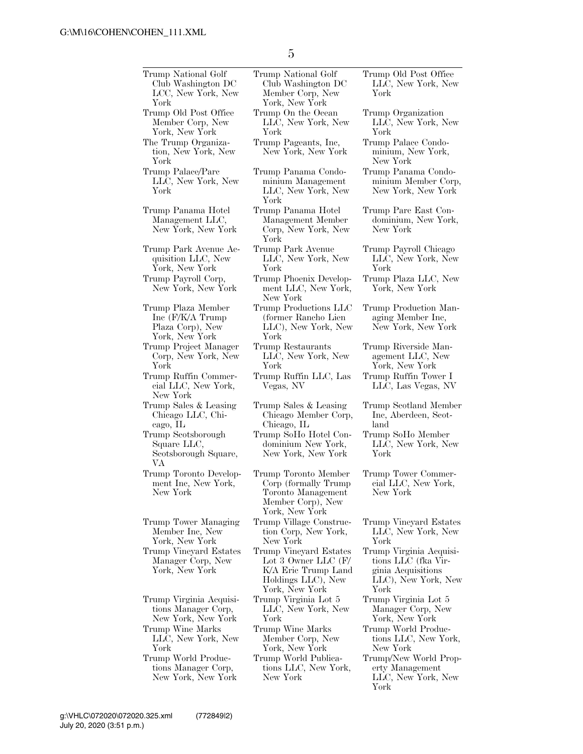Trump National Golf Club Washington DC LCC, New York, New York

Trump National Golf Club Washington DC Member Corp, New York, New York

Trump Old Post Office LLC, New York, New York

Trump Old Post Office Member Corp, New York, New York

Trump On the Ocean LLC, New York, New York

Trump Organization LLC, New York, New York

The Trump Organization, New York, New York

Trump Pageants, Inc, New York, New York

Trump Palace Condominium, New York, New York

Trump Palace/Parc LLC, New York, New York

Trump Panama Condominium Management LLC, New York, New York

Trump Panama Condominium Member Corp, New York, New York

Trump Panama Hotel Management LLC, New York, New York

Trump Panama Hotel Management Member Corp, New York, New York

Trump Parc East Condominium, New York, New York

Trump Park Avenue Acquisition LLC, New York, New York

Trump Park Avenue LLC, New York, New York

Trump Payroll Chicago LLC, New York, New York

Trump Payroll Corp, New York, New York

Trump Phoenix Development LLC, New York, New York

Trump Plaza LLC, New York, New York

Trump Plaza Member Inc (F/K/A Trump Plaza Corp), New York, New York

Trump Productions LLC (former Rancho Lien LLC), New York, New York

Trump Production Managing Member Inc, New York, New York

Trump Project Manager Corp, New York, New York

Trump Restaurants LLC, New York, New York

Trump Riverside Management LLC, New York, New York

Trump Ruffin Commercial LLC, New York, New York

Trump Ruffin LLC, Las Vegas, NV

Trump Ruffin Tower I LLC, Las Vegas, NV

Trump Sales & Leasing Chicago LLC, Chicago, IL

Trump Sales & Leasing Chicago Member Corp, Chicago, IL

Trump Scotland Member Inc, Aberdeen, Scotland

Trump Scotsborough Square LLC, Scotsborough Square, VA

Trump SoHo Hotel Condominium New York, New York, New York

Trump SoHo Member LLC, New York, New York

Trump Toronto Development Inc, New York, New York

Trump Toronto Member Corp (formally Trump Toronto Management Member Corp), New York, New York

Trump Tower Commercial LLC, New York, New York

Trump Tower Managing Member Inc, New York, New York

Trump Village Construction Corp, New York, New York

Trump Vineyard Estates LLC, New York, New York

Trump Vineyard Estates Manager Corp, New York, New York

Trump Vineyard Estates Lot 3 Owner LLC (F/K/A Eric Trump Land Holdings LLC), New York, New York

Trump Virginia Acquisitions LLC (fka Virginia Acquisitions LLC), New York, New York

Trump Virginia Acquisitions Manager Corp, New York, New York

Trump Virginia Lot 5 LLC, New York, New York

Trump Virginia Lot 5 Manager Corp, New York, New York

Trump Wine Marks LLC, New York, New York

Trump Wine Marks Member Corp, New York, New York

Trump World Productions LLC, New York, New York

Trump World Productions Manager Corp, New York, New York

Trump World Publications LLC, New York, New York

Trump/New World Property Management LLC, New York, New York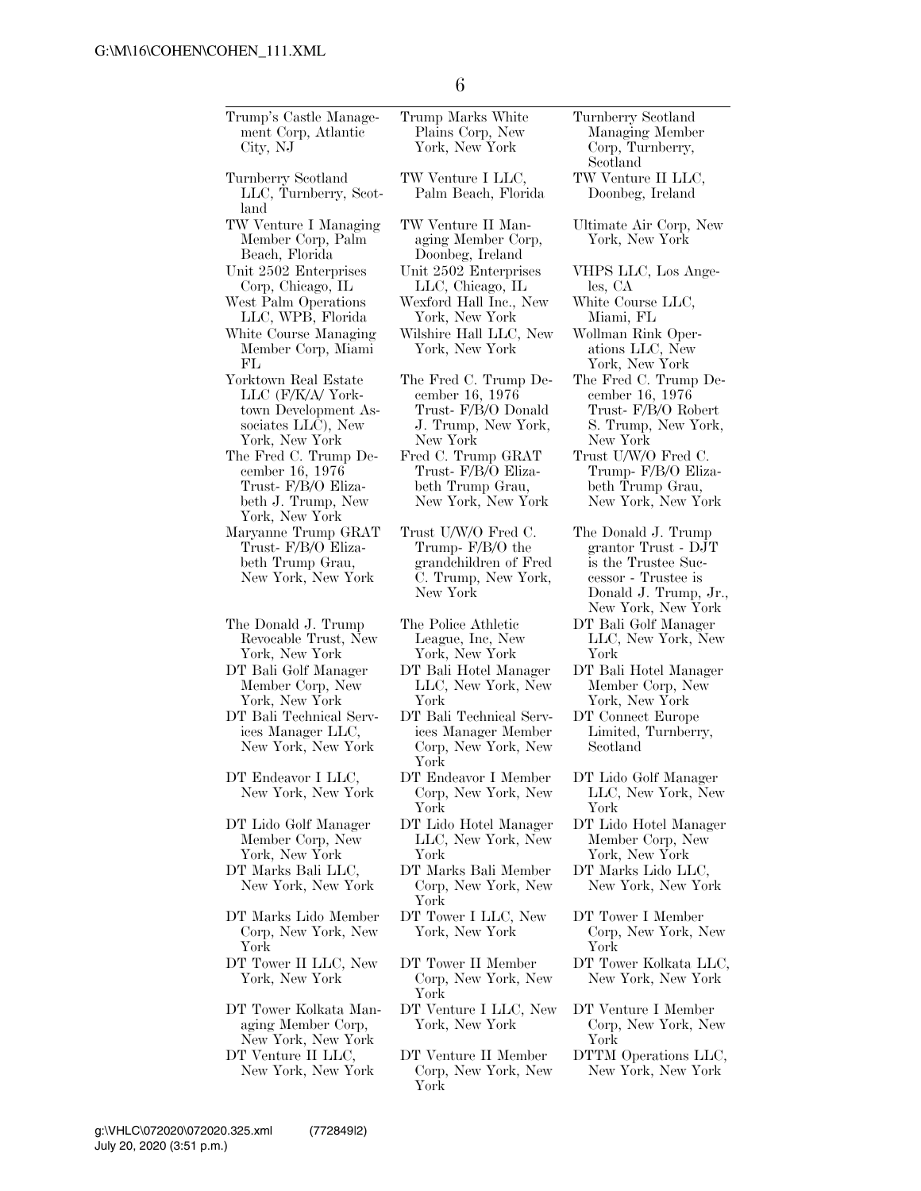| | | |
|---|---|---|
| Trump's Castle Management Corp, Atlantic City, NJ | Trump Marks White Plains Corp, New York, New York | Turnberry Scotland Managing Member Corp, Turnberry, Scotland |
| Turnberry Scotland LLC, Turnberry, Scotland | TW Venture I LLC, Palm Beach, Florida | TW Venture II LLC, Doonbeg, Ireland |
| TW Venture I Managing Member Corp, Palm Beach, Florida | TW Venture II Managing Member Corp, Doonbeg, Ireland | Ultimate Air Corp, New York, New York |
| Unit 2502 Enterprises Corp, Chicago, IL | Unit 2502 Enterprises LLC, Chicago, IL | VHPS LLC, Los Angeles, CA |
| West Palm Operations LLC, WPB, Florida | Wexford Hall Inc., New York, New York | White Course LLC, Miami, FL |
| White Course Managing Member Corp, Miami FL | Wilshire Hall LLC, New York, New York | Wollman Rink Operations LLC, New York, New York |
| Yorktown Real Estate LLC (F/K/A/ Yorktown Development Associates LLC), New York, New York | The Fred C. Trump December 16, 1976 Trust- F/B/O Donald J. Trump, New York, New York | The Fred C. Trump December 16, 1976 Trust- F/B/O Robert S. Trump, New York, New York |
| The Fred C. Trump December 16, 1976 Trust- F/B/O Elizabeth J. Trump, New York, New York | Fred C. Trump GRAT Trust- F/B/O Elizabeth Trump Grau, New York, New York | Trust U/W/O Fred C. Trump- F/B/O Elizabeth Trump Grau, New York, New York |
| Maryanne Trump GRAT Trust- F/B/O Elizabeth Trump Grau, New York, New York | Trust U/W/O Fred C. Trump- F/B/O the grandchildren of Fred C. Trump, New York, New York | The Donald J. Trump grantor Trust - DJT is the Trustee Successor - Trustee is Donald J. Trump, Jr., New York, New York |
| The Donald J. Trump Revocable Trust, New York, New York | The Police Athletic League, Inc, New York, New York | DT Bali Golf Manager LLC, New York, New York |
| DT Bali Golf Manager Member Corp, New York, New York | DT Bali Hotel Manager LLC, New York, New York | DT Bali Hotel Manager Member Corp, New York, New York |
| DT Bali Technical Services Manager LLC, New York, New York | DT Bali Technical Services Manager Member Corp, New York, New York | DT Connect Europe Limited, Turnberry, Scotland |
| DT Endeavor I LLC, New York, New York | DT Endeavor I Member Corp, New York, New York | DT Lido Golf Manager LLC, New York, New York |
| DT Lido Golf Manager Member Corp, New York, New York | DT Lido Hotel Manager LLC, New York, New York | DT Lido Hotel Manager Member Corp, New York, New York |
| DT Marks Bali LLC, New York, New York | DT Marks Bali Member Corp, New York, New York | DT Marks Lido LLC, New York, New York |
| DT Marks Lido Member Corp, New York, New York | DT Tower I LLC, New York, New York | DT Tower I Member Corp, New York, New York |
| DT Tower II LLC, New York, New York | DT Tower II Member Corp, New York, New York | DT Tower Kolkata LLC, New York, New York |
| DT Tower Kolkata Managing Member Corp, New York, New York | DT Venture I LLC, New York, New York | DT Venture I Member Corp, New York, New York |
| DT Venture II LLC, New York, New York | DT Venture II Member Corp, New York, New York | DTTM Operations LLC, New York, New York |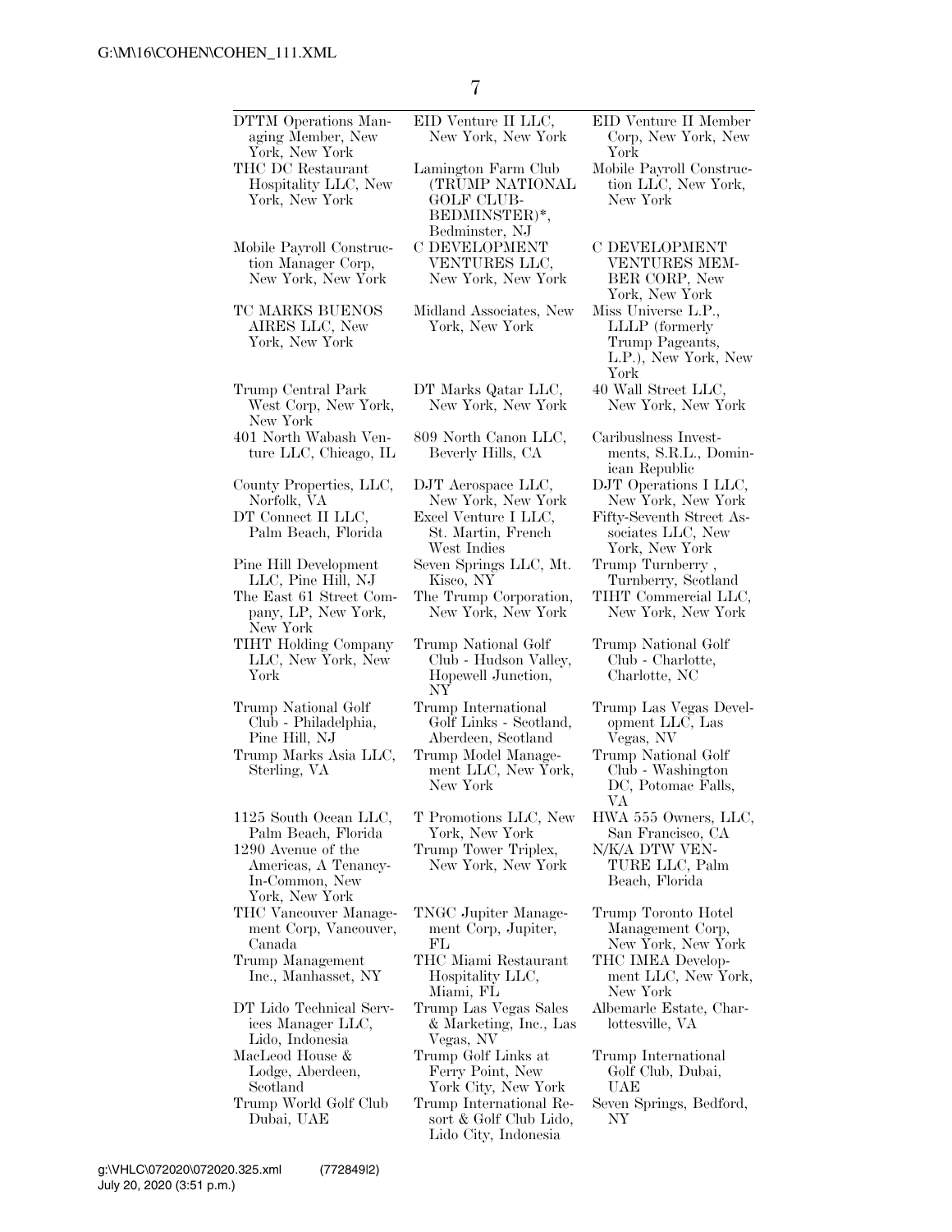| | | |
|---|---|---|
| DTTM Operations Managing Member, New York, New York | EID Venture II LLC, New York, New York | EID Venture II Member Corp, New York, New York |
| THC DC Restaurant Hospitality LLC, New York, New York | Lamington Farm Club (TRUMP NATIONAL GOLF CLUB-BEDMINSTER)*, Bedminster, NJ | Mobile Payroll Construction LLC, New York, New York |
| Mobile Payroll Construction Manager Corp, New York, New York | C DEVELOPMENT VENTURES LLC, New York, New York | C DEVELOPMENT VENTURES MEMBER CORP, New York, New York |
| TC MARKS BUENOS AIRES LLC, New York, New York | Midland Associates, New York, New York | Miss Universe L.P., LLLP (formerly Trump Pageants, L.P.), New York, New York |
| Trump Central Park West Corp, New York, New York | DT Marks Qatar LLC, New York, New York | 40 Wall Street LLC, New York, New York |
| 401 North Wabash Venture LLC, Chicago, IL | 809 North Canon LLC, Beverly Hills, CA | Caribuslness Investments, S.R.L., Dominican Republic |
| County Properties, LLC, Norfolk, VA | DJT Aerospace LLC, New York, New York | DJT Operations I LLC, New York, New York |
| DT Connect II LLC, Palm Beach, Florida | Excel Venture I LLC, St. Martin, French West Indies | Fifty-Seventh Street Associates LLC, New York, New York |
| Pine Hill Development LLC, Pine Hill, NJ | Seven Springs LLC, Mt. Kisco, NY | Trump Turnberry , Turnberry, Scotland |
| The East 61 Street Company, LP, New York, New York | The Trump Corporation, New York, New York | TIHT Commercial LLC, New York, New York |
| TIHT Holding Company LLC, New York, New York | Trump National Golf Club - Hudson Valley, Hopewell Junction, NY | Trump National Golf Club - Charlotte, Charlotte, NC |
| Trump National Golf Club - Philadelphia, Pine Hill, NJ | Trump International Golf Links - Scotland, Aberdeen, Scotland | Trump Las Vegas Development LLC, Las Vegas, NV |
| Trump Marks Asia LLC, Sterling, VA | Trump Model Management LLC, New York, New York | Trump National Golf Club - Washington DC, Potomac Falls, VA |
| 1125 South Ocean LLC, Palm Beach, Florida | T Promotions LLC, New York, New York | HWA 555 Owners, LLC, San Francisco, CA |
| 1290 Avenue of the Americas, A Tenancy-In-Common, New York, New York | Trump Tower Triplex, New York, New York | N/K/A DTW VENTURE LLC, Palm Beach, Florida |
| THC Vancouver Management Corp, Vancouver, Canada | TNGC Jupiter Management Corp, Jupiter, FL | Trump Toronto Hotel Management Corp, New York, New York |
| Trump Management Inc., Manhasset, NY | THC Miami Restaurant Hospitality LLC, Miami, FL | THC IMEA Development LLC, New York, New York |
| DT Lido Technical Services Manager LLC, Lido, Indonesia | Trump Las Vegas Sales & Marketing, Inc., Las Vegas, NV | Albemarle Estate, Charlottesville, VA |
| MacLeod House & Lodge, Aberdeen, Scotland | Trump Golf Links at Ferry Point, New York City, New York | Trump International Golf Club, Dubai, UAE |
| Trump World Golf Club Dubai, UAE | Trump International Resort & Golf Club Lido, Lido City, Indonesia | Seven Springs, Bedford, NY |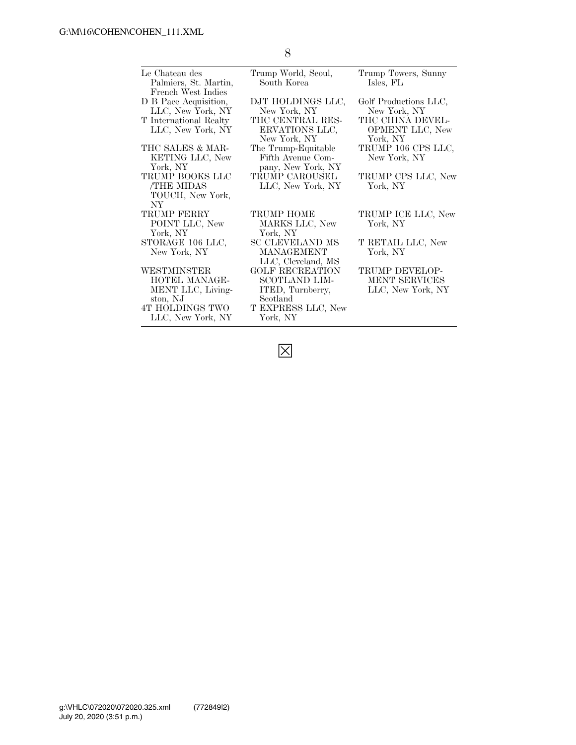| | | |
|---|---|---|
| Le Chateau des Palmiers, St. Martin, French West Indies | Trump World, Seoul, South Korea | Trump Towers, Sunny Isles, FL |
| D B Pace Acquisition, LLC, New York, NY | DJT HOLDINGS LLC, New York, NY | Golf Productions LLC, New York, NY |
| T International Realty LLC, New York, NY | THC CENTRAL RESERVATIONS LLC, New York, NY | THC CHINA DEVELOPMENT LLC, New York, NY |
| THC SALES & MARKETING LLC, New York, NY | The Trump-Equitable Fifth Avenue Company, New York, NY | TRUMP 106 CPS LLC, New York, NY |
| TRUMP BOOKS LLC /THE MIDAS TOUCH, New York, NY | TRUMP CAROUSEL LLC, New York, NY | TRUMP CPS LLC, New York, NY |
| TRUMP FERRY POINT LLC, New York, NY | TRUMP HOME MARKS LLC, New York, NY | TRUMP ICE LLC, New York, NY |
| STORAGE 106 LLC, New York, NY | SC CLEVELAND MS MANAGEMENT LLC, Cleveland, MS | T RETAIL LLC, New York, NY |
| WESTMINSTER HOTEL MANAGEMENT LLC, Livingston, NJ | GOLF RECREATION SCOTLAND LIMITED, Turnberry, Scotland | TRUMP DEVELOPMENT SERVICES LLC, New York, NY |
| 4T HOLDINGS TWO LLC, New York, NY | T EXPRESS LLC, New York, NY | |